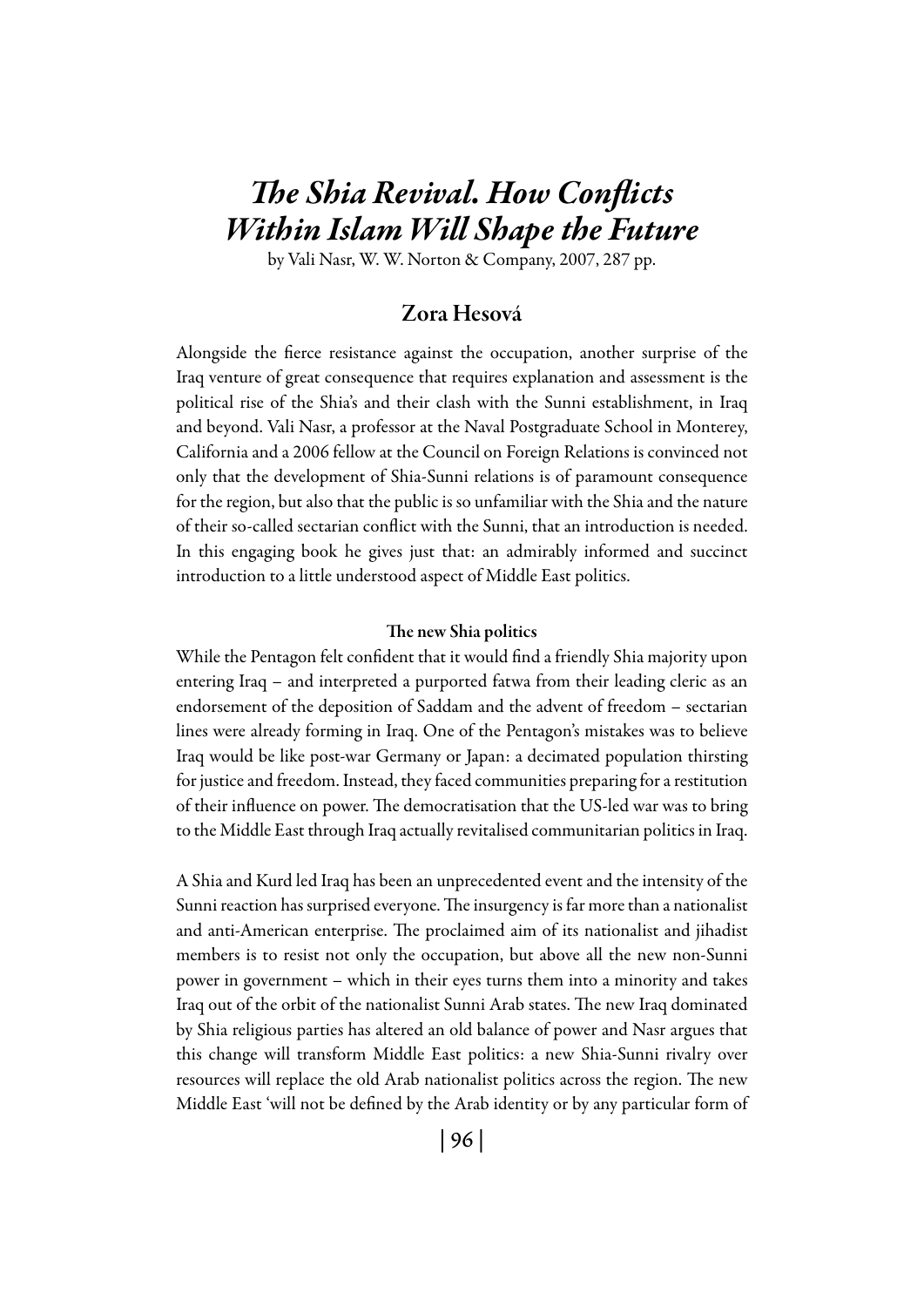# *The Shia Revival. How Conflicts Within Islam Will Shape the Future*

by Vali Nasr, W. W. Norton & Company, 2007, 287 pp.

## Zora Hesová

Alongside the fierce resistance against the occupation, another surprise of the Iraq venture of great consequence that requires explanation and assessment is the political rise of the Shia's and their clash with the Sunni establishment, in Iraq and beyond. Vali Nasr, a professor at the Naval Postgraduate School in Monterey, California and a 2006 fellow at the Council on Foreign Relations is convinced not only that the development of Shia-Sunni relations is of paramount consequence for the region, but also that the public is so unfamiliar with the Shia and the nature of their so-called sectarian conflict with the Sunni, that an introduction is needed. In this engaging book he gives just that: an admirably informed and succinct introduction to a little understood aspect of Middle East politics.

### The new Shia politics

While the Pentagon felt confident that it would find a friendly Shia majority upon entering Iraq – and interpreted a purported fatwa from their leading cleric as an endorsement of the deposition of Saddam and the advent of freedom – sectarian lines were already forming in Iraq. One of the Pentagon's mistakes was to believe Iraq would be like post-war Germany or Japan: a decimated population thirsting for justice and freedom. Instead, they faced communities preparing for a restitution of their influence on power. The democratisation that the US-led war was to bring to the Middle East through Iraq actually revitalised communitarian politics in Iraq.

A Shia and Kurd led Iraq has been an unprecedented event and the intensity of the Sunni reaction has surprised everyone. The insurgency is far more than a nationalist and anti-American enterprise. The proclaimed aim of its nationalist and jihadist members is to resist not only the occupation, but above all the new non-Sunni power in government – which in their eyes turns them into a minority and takes Iraq out of the orbit of the nationalist Sunni Arab states. The new Iraq dominated by Shia religious parties has altered an old balance of power and Nasr argues that this change will transform Middle East politics: a new Shia-Sunni rivalry over resources will replace the old Arab nationalist politics across the region. The new Middle East 'will not be defined by the Arab identity or by any particular form of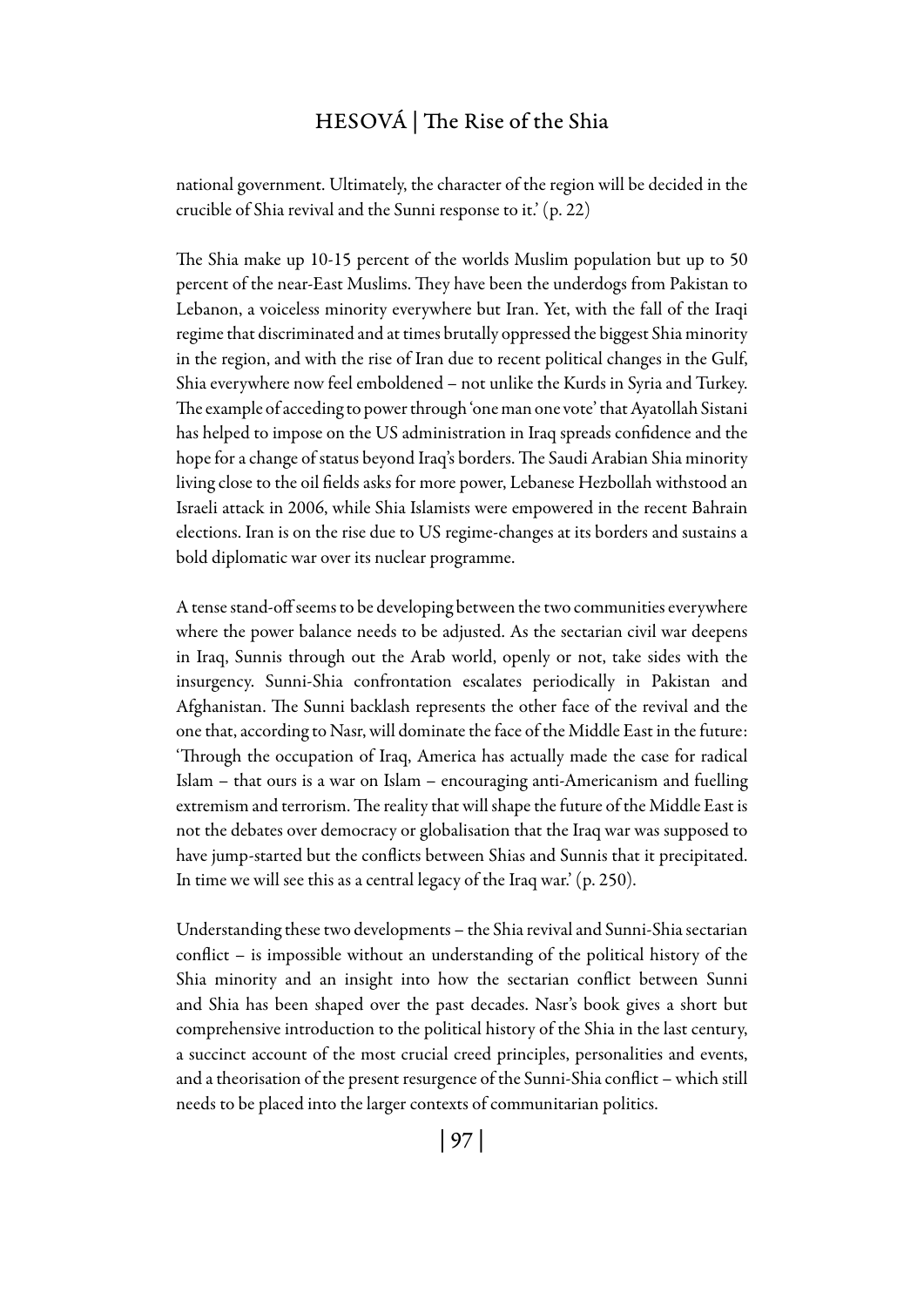national government. Ultimately, the character of the region will be decided in the crucible of Shia revival and the Sunni response to it.' (p. 22)

The Shia make up 10-15 percent of the worlds Muslim population but up to 50 percent of the near-East Muslims. They have been the underdogs from Pakistan to Lebanon, a voiceless minority everywhere but Iran. Yet, with the fall of the Iraqi regime that discriminated and at times brutally oppressed the biggest Shia minority in the region, and with the rise of Iran due to recent political changes in the Gulf, Shia everywhere now feel emboldened – not unlike the Kurds in Syria and Turkey. The example of acceding to power through 'one man one vote' that Ayatollah Sistani has helped to impose on the US administration in Iraq spreads confidence and the hope for a change of status beyond Iraq's borders. The Saudi Arabian Shia minority living close to the oil fields asks for more power, Lebanese Hezbollah withstood an Israeli attack in 2006, while Shia Islamists were empowered in the recent Bahrain elections. Iran is on the rise due to US regime-changes at its borders and sustains a bold diplomatic war over its nuclear programme.

A tense stand-off seems to be developing between the two communities everywhere where the power balance needs to be adjusted. As the sectarian civil war deepens in Iraq, Sunnis through out the Arab world, openly or not, take sides with the insurgency. Sunni-Shia confrontation escalates periodically in Pakistan and Afghanistan. The Sunni backlash represents the other face of the revival and the one that, according to Nasr, will dominate the face of the Middle East in the future: 'Through the occupation of Iraq, America has actually made the case for radical Islam – that ours is a war on Islam – encouraging anti-Americanism and fuelling extremism and terrorism. The reality that will shape the future of the Middle East is not the debates over democracy or globalisation that the Iraq war was supposed to have jump-started but the conflicts between Shias and Sunnis that it precipitated. In time we will see this as a central legacy of the Iraq war.' (p. 250).

Understanding these two developments – the Shia revival and Sunni-Shia sectarian conflict – is impossible without an understanding of the political history of the Shia minority and an insight into how the sectarian conflict between Sunni and Shia has been shaped over the past decades. Nasr's book gives a short but comprehensive introduction to the political history of the Shia in the last century, a succinct account of the most crucial creed principles, personalities and events, and a theorisation of the present resurgence of the Sunni-Shia conflict – which still needs to be placed into the larger contexts of communitarian politics.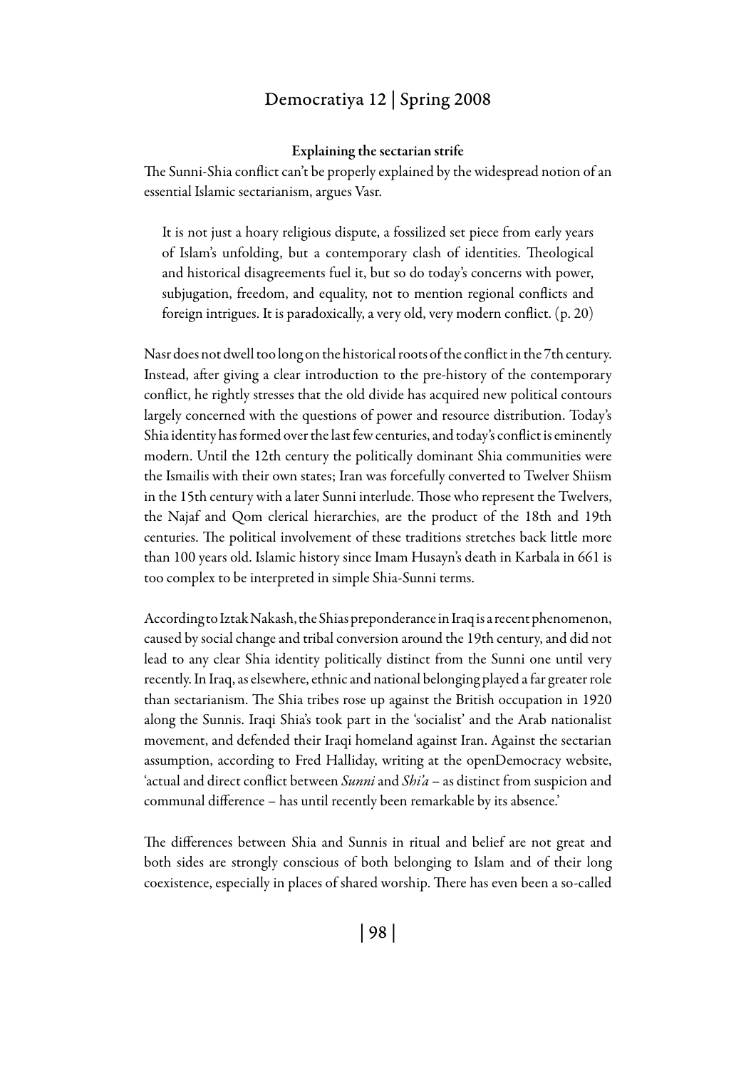### Explaining the sectarian strife

The Sunni-Shia conflict can't be properly explained by the widespread notion of an essential Islamic sectarianism, argues Vasr.

> It is not just a hoary religious dispute, a fossilized set piece from early years of Islam's unfolding, but a contemporary clash of identities. Theological and historical disagreements fuel it, but so do today's concerns with power, subjugation, freedom, and equality, not to mention regional conflicts and foreign intrigues. It is paradoxically, a very old, very modern conflict. (p. 20)

Nasr does not dwell too long on the historical roots of the conflict in the 7th century. Instead, after giving a clear introduction to the pre-history of the contemporary conflict, he rightly stresses that the old divide has acquired new political contours largely concerned with the questions of power and resource distribution. Today's Shia identity has formed over the last few centuries, and today's conflict is eminently modern. Until the 12th century the politically dominant Shia communities were the Ismailis with their own states; Iran was forcefully converted to Twelver Shiism in the 15th century with a later Sunni interlude. Those who represent the Twelvers, the Najaf and Qom clerical hierarchies, are the product of the 18th and 19th centuries. The political involvement of these traditions stretches back little more than 100 years old. Islamic history since Imam Husayn's death in Karbala in 661 is too complex to be interpreted in simple Shia-Sunni terms.

According to Iztak Nakash, the Shias preponderance in Iraq is a recent phenomenon, caused by social change and tribal conversion around the 19th century, and did not lead to any clear Shia identity politically distinct from the Sunni one until very recently. In Iraq, as elsewhere, ethnic and national belonging played a far greater role than sectarianism. The Shia tribes rose up against the British occupation in 1920 along the Sunnis. Iraqi Shia's took part in the 'socialist' and the Arab nationalist movement, and defended their Iraqi homeland against Iran. Against the sectarian assumption, according to Fred Halliday, writing at the openDemocracy website, 'actual and direct conflict between *Sunni* and *Shi'a* – as distinct from suspicion and communal difference – has until recently been remarkable by its absence.'

The differences between Shia and Sunnis in ritual and belief are not great and both sides are strongly conscious of both belonging to Islam and of their long coexistence, especially in places of shared worship. There has even been a so-called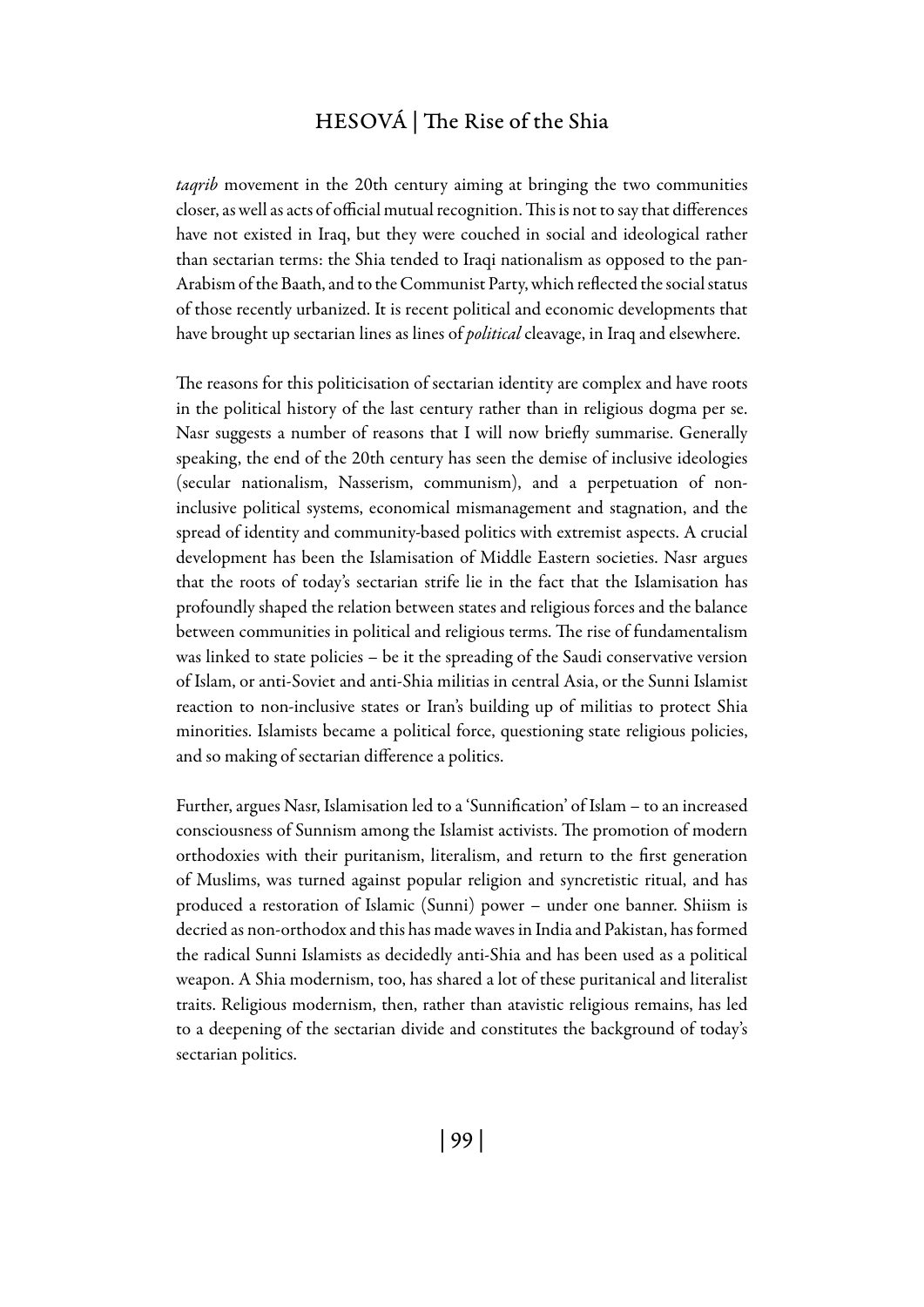*taqrib* movement in the 20th century aiming at bringing the two communities closer, as well as acts of official mutual recognition. This is not to say that differences have not existed in Iraq, but they were couched in social and ideological rather than sectarian terms: the Shia tended to Iraqi nationalism as opposed to the pan-Arabism of the Baath, and to the Communist Party, which reflected the social status of those recently urbanized. It is recent political and economic developments that have brought up sectarian lines as lines of *political* cleavage, in Iraq and elsewhere.

The reasons for this politicisation of sectarian identity are complex and have roots in the political history of the last century rather than in religious dogma per se. Nasr suggests a number of reasons that I will now briefly summarise. Generally speaking, the end of the 20th century has seen the demise of inclusive ideologies (secular nationalism, Nasserism, communism), and a perpetuation of non-inclusive political systems, economical mismanagement and stagnation, and the spread of identity and community-based politics with extremist aspects. A crucial development has been the Islamisation of Middle Eastern societies. Nasr argues that the roots of today's sectarian strife lie in the fact that the Islamisation has profoundly shaped the relation between states and religious forces and the balance between communities in political and religious terms. The rise of fundamentalism was linked to state policies – be it the spreading of the Saudi conservative version of Islam, or anti-Soviet and anti-Shia militias in central Asia, or the Sunni Islamist reaction to non-inclusive states or Iran's building up of militias to protect Shia minorities. Islamists became a political force, questioning state religious policies, and so making of sectarian difference a politics.

Further, argues Nasr, Islamisation led to a 'Sunnification' of Islam – to an increased consciousness of Sunnism among the Islamist activists. The promotion of modern orthodoxies with their puritanism, literalism, and return to the first generation of Muslims, was turned against popular religion and syncretistic ritual, and has produced a restoration of Islamic (Sunni) power – under one banner. Shiism is decried as non-orthodox and this has made waves in India and Pakistan, has formed the radical Sunni Islamists as decidedly anti-Shia and has been used as a political weapon. A Shia modernism, too, has shared a lot of these puritanical and literalist traits. Religious modernism, then, rather than atavistic religious remains, has led to a deepening of the sectarian divide and constitutes the background of today's sectarian politics.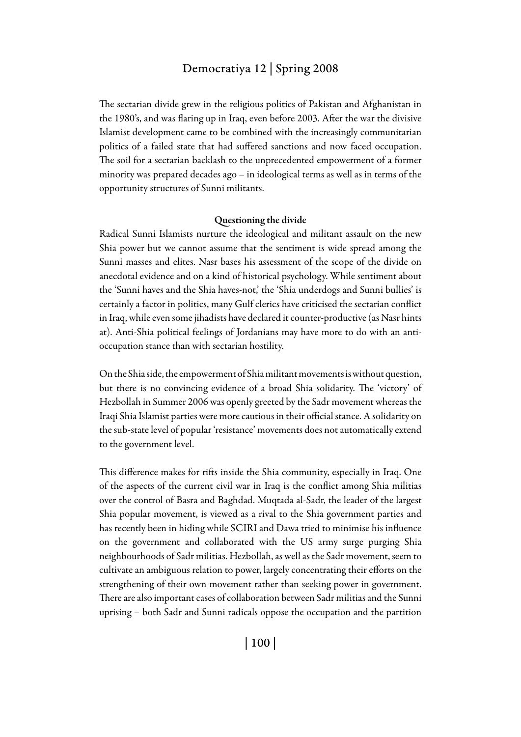The sectarian divide grew in the religious politics of Pakistan and Afghanistan in the 1980's, and was flaring up in Iraq, even before 2003. After the war the divisive Islamist development came to be combined with the increasingly communitarian politics of a failed state that had suffered sanctions and now faced occupation. The soil for a sectarian backlash to the unprecedented empowerment of a former minority was prepared decades ago – in ideological terms as well as in terms of the opportunity structures of Sunni militants.

### Questioning the divide

Radical Sunni Islamists nurture the ideological and militant assault on the new Shia power but we cannot assume that the sentiment is wide spread among the Sunni masses and elites. Nasr bases his assessment of the scope of the divide on anecdotal evidence and on a kind of historical psychology. While sentiment about the 'Sunni haves and the Shia haves-not,' the 'Shia underdogs and Sunni bullies' is certainly a factor in politics, many Gulf clerics have criticised the sectarian conflict in Iraq, while even some jihadists have declared it counter-productive (as Nasr hints at). Anti-Shia political feelings of Jordanians may have more to do with an anti-occupation stance than with sectarian hostility.

On the Shia side, the empowerment of Shia militant movements is without question, but there is no convincing evidence of a broad Shia solidarity. The 'victory' of Hezbollah in Summer 2006 was openly greeted by the Sadr movement whereas the Iraqi Shia Islamist parties were more cautious in their official stance. A solidarity on the sub-state level of popular 'resistance' movements does not automatically extend to the government level.

This difference makes for rifts inside the Shia community, especially in Iraq. One of the aspects of the current civil war in Iraq is the conflict among Shia militias over the control of Basra and Baghdad. Muqtada al-Sadr, the leader of the largest Shia popular movement, is viewed as a rival to the Shia government parties and has recently been in hiding while SCIRI and Dawa tried to minimise his influence on the government and collaborated with the US army surge purging Shia neighbourhoods of Sadr militias. Hezbollah, as well as the Sadr movement, seem to cultivate an ambiguous relation to power, largely concentrating their efforts on the strengthening of their own movement rather than seeking power in government. There are also important cases of collaboration between Sadr militias and the Sunni uprising – both Sadr and Sunni radicals oppose the occupation and the partition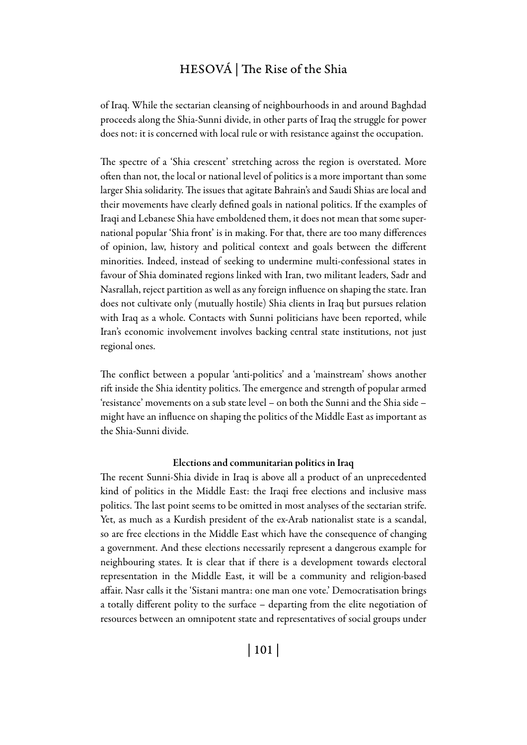of Iraq. While the sectarian cleansing of neighbourhoods in and around Baghdad proceeds along the Shia-Sunni divide, in other parts of Iraq the struggle for power does not: it is concerned with local rule or with resistance against the occupation.

The spectre of a 'Shia crescent' stretching across the region is overstated. More often than not, the local or national level of politics is a more important than some larger Shia solidarity. The issues that agitate Bahrain's and Saudi Shias are local and their movements have clearly defined goals in national politics. If the examples of Iraqi and Lebanese Shia have emboldened them, it does not mean that some supernational popular 'Shia front' is in making. For that, there are too many differences of opinion, law, history and political context and goals between the different minorities. Indeed, instead of seeking to undermine multi-confessional states in favour of Shia dominated regions linked with Iran, two militant leaders, Sadr and Nasrallah, reject partition as well as any foreign influence on shaping the state. Iran does not cultivate only (mutually hostile) Shia clients in Iraq but pursues relation with Iraq as a whole. Contacts with Sunni politicians have been reported, while Iran's economic involvement involves backing central state institutions, not just regional ones.

The conflict between a popular 'anti-politics' and a 'mainstream' shows another rift inside the Shia identity politics. The emergence and strength of popular armed 'resistance' movements on a sub state level – on both the Sunni and the Shia side – might have an influence on shaping the politics of the Middle East as important as the Shia-Sunni divide.

## Elections and communitarian politics in Iraq

The recent Sunni-Shia divide in Iraq is above all a product of an unprecedented kind of politics in the Middle East: the Iraqi free elections and inclusive mass politics. The last point seems to be omitted in most analyses of the sectarian strife. Yet, as much as a Kurdish president of the ex-Arab nationalist state is a scandal, so are free elections in the Middle East which have the consequence of changing a government. And these elections necessarily represent a dangerous example for neighbouring states. It is clear that if there is a development towards electoral representation in the Middle East, it will be a community and religion-based affair. Nasr calls it the 'Sistani mantra: one man one vote.' Democratisation brings a totally different polity to the surface – departing from the elite negotiation of resources between an omnipotent state and representatives of social groups under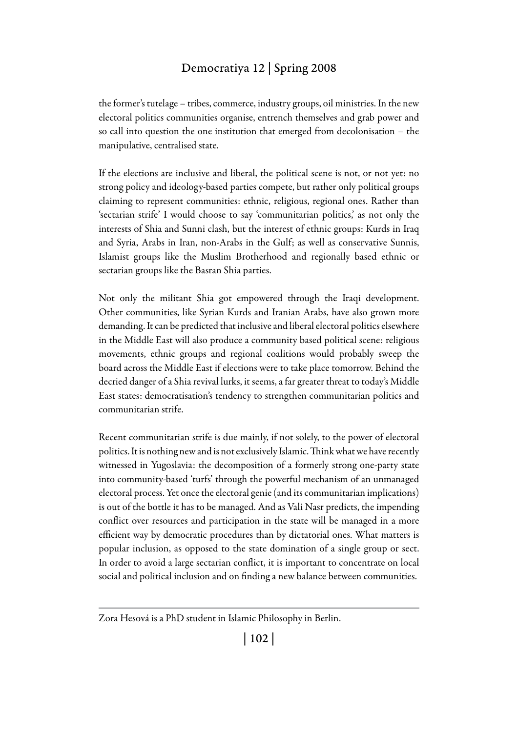the former's tutelage – tribes, commerce, industry groups, oil ministries. In the new electoral politics communities organise, entrench themselves and grab power and so call into question the one institution that emerged from decolonisation – the manipulative, centralised state.

If the elections are inclusive and liberal, the political scene is not, or not yet: no strong policy and ideology-based parties compete, but rather only political groups claiming to represent communities: ethnic, religious, regional ones. Rather than 'sectarian strife' I would choose to say 'communitarian politics,' as not only the interests of Shia and Sunni clash, but the interest of ethnic groups: Kurds in Iraq and Syria, Arabs in Iran, non-Arabs in the Gulf; as well as conservative Sunnis, Islamist groups like the Muslim Brotherhood and regionally based ethnic or sectarian groups like the Basran Shia parties.

Not only the militant Shia got empowered through the Iraqi development. Other communities, like Syrian Kurds and Iranian Arabs, have also grown more demanding. It can be predicted that inclusive and liberal electoral politics elsewhere in the Middle East will also produce a community based political scene: religious movements, ethnic groups and regional coalitions would probably sweep the board across the Middle East if elections were to take place tomorrow. Behind the decried danger of a Shia revival lurks, it seems, a far greater threat to today's Middle East states: democratisation's tendency to strengthen communitarian politics and communitarian strife.

Recent communitarian strife is due mainly, if not solely, to the power of electoral politics. It is nothing new and is not exclusively Islamic. Think what we have recently witnessed in Yugoslavia: the decomposition of a formerly strong one-party state into community-based 'turfs' through the powerful mechanism of an unmanaged electoral process. Yet once the electoral genie (and its communitarian implications) is out of the bottle it has to be managed. And as Vali Nasr predicts, the impending conflict over resources and participation in the state will be managed in a more efficient way by democratic procedures than by dictatorial ones. What matters is popular inclusion, as opposed to the state domination of a single group or sect. In order to avoid a large sectarian conflict, it is important to concentrate on local social and political inclusion and on finding a new balance between communities.

---

Zora Hesová is a PhD student in Islamic Philosophy in Berlin.